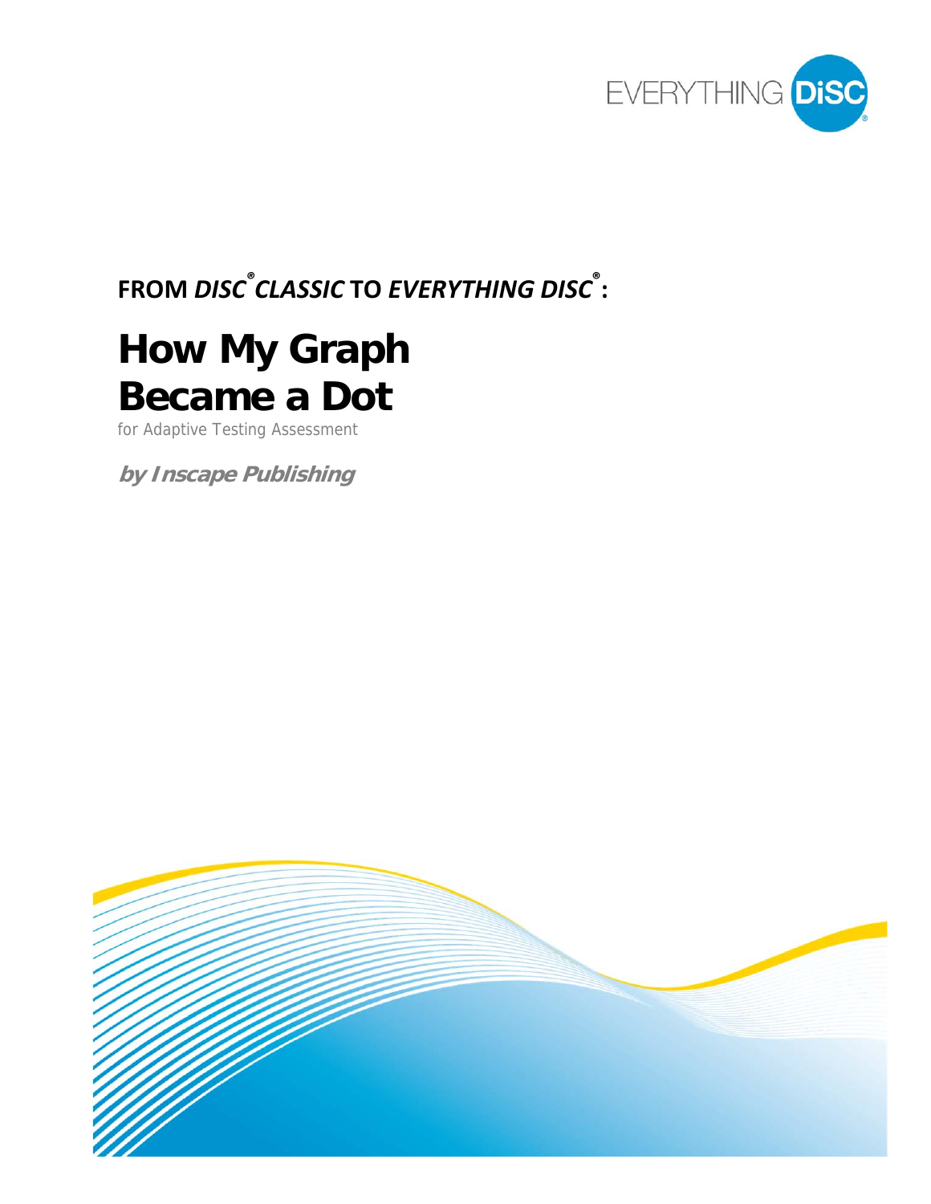EVERYTHING DiSC®

**FROM *DISC® CLASSIC* TO *EVERYTHING DISC®*:**

# How My Graph Became a Dot

for Adaptive Testing Assessment

***by Inscape Publishing***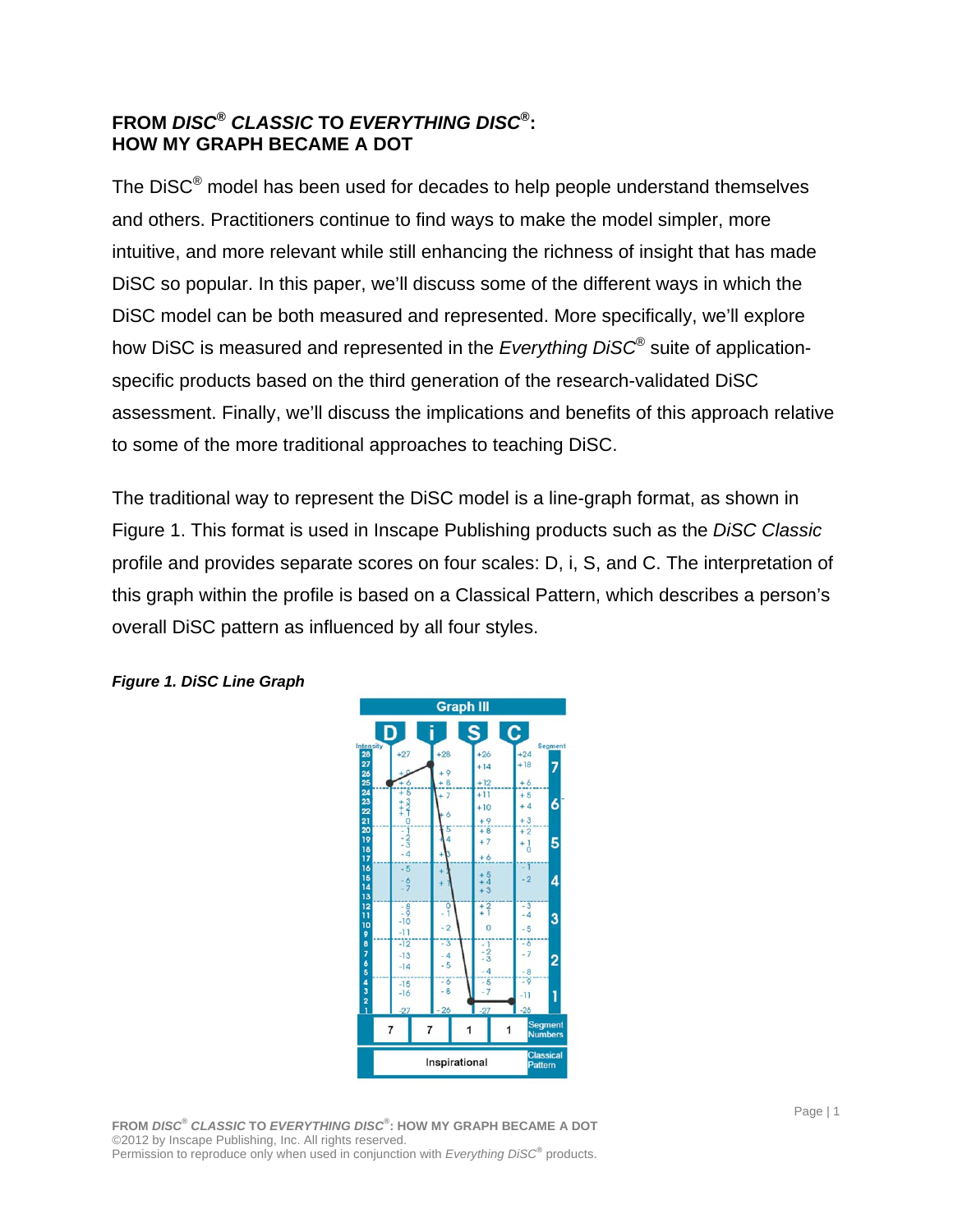## FROM *DISC®* *CLASSIC* TO *EVERYTHING DISC®*: HOW MY GRAPH BECAME A DOT

The DiSC® model has been used for decades to help people understand themselves and others. Practitioners continue to find ways to make the model simpler, more intuitive, and more relevant while still enhancing the richness of insight that has made DiSC so popular. In this paper, we'll discuss some of the different ways in which the DiSC model can be both measured and represented. More specifically, we'll explore how DiSC is measured and represented in the *Everything DiSC®* suite of application-specific products based on the third generation of the research-validated DiSC assessment. Finally, we'll discuss the implications and benefits of this approach relative to some of the more traditional approaches to teaching DiSC.

The traditional way to represent the DiSC model is a line-graph format, as shown in Figure 1. This format is used in Inscape Publishing products such as the *DiSC Classic* profile and provides separate scores on four scales: D, i, S, and C. The interpretation of this graph within the profile is based on a Classical Pattern, which describes a person's overall DiSC pattern as influenced by all four styles.

***Figure 1. DiSC Line Graph***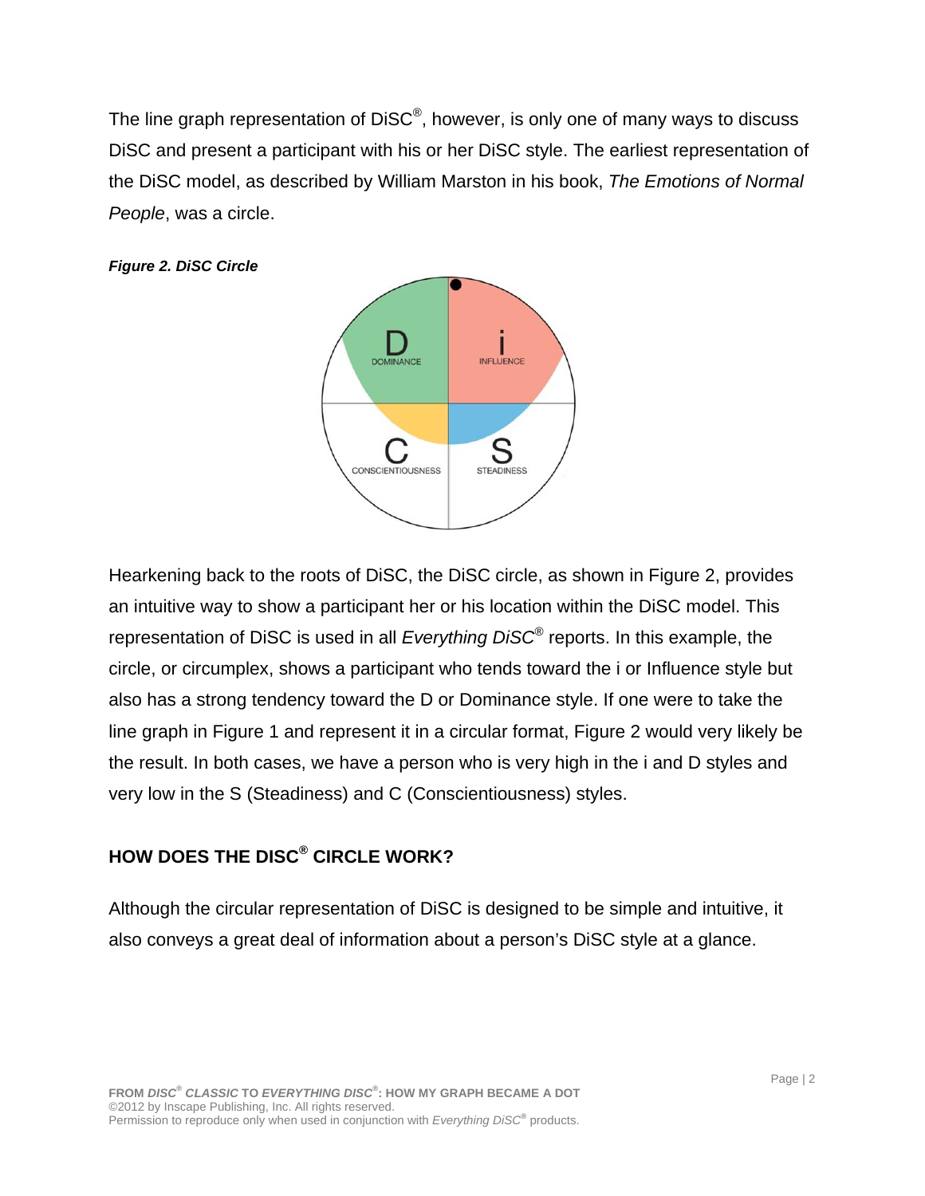The line graph representation of DiSC®, however, is only one of many ways to discuss DiSC and present a participant with his or her DiSC style. The earliest representation of the DiSC model, as described by William Marston in his book, *The Emotions of Normal People*, was a circle.

***Figure 2. DiSC Circle***

Hearkening back to the roots of DiSC, the DiSC circle, as shown in Figure 2, provides an intuitive way to show a participant her or his location within the DiSC model. This representation of DiSC is used in all *Everything DiSC®* reports. In this example, the circle, or circumplex, shows a participant who tends toward the i or Influence style but also has a strong tendency toward the D or Dominance style. If one were to take the line graph in Figure 1 and represent it in a circular format, Figure 2 would very likely be the result. In both cases, we have a person who is very high in the i and D styles and very low in the S (Steadiness) and C (Conscientiousness) styles.

## HOW DOES THE DISC® CIRCLE WORK?

Although the circular representation of DiSC is designed to be simple and intuitive, it also conveys a great deal of information about a person's DiSC style at a glance.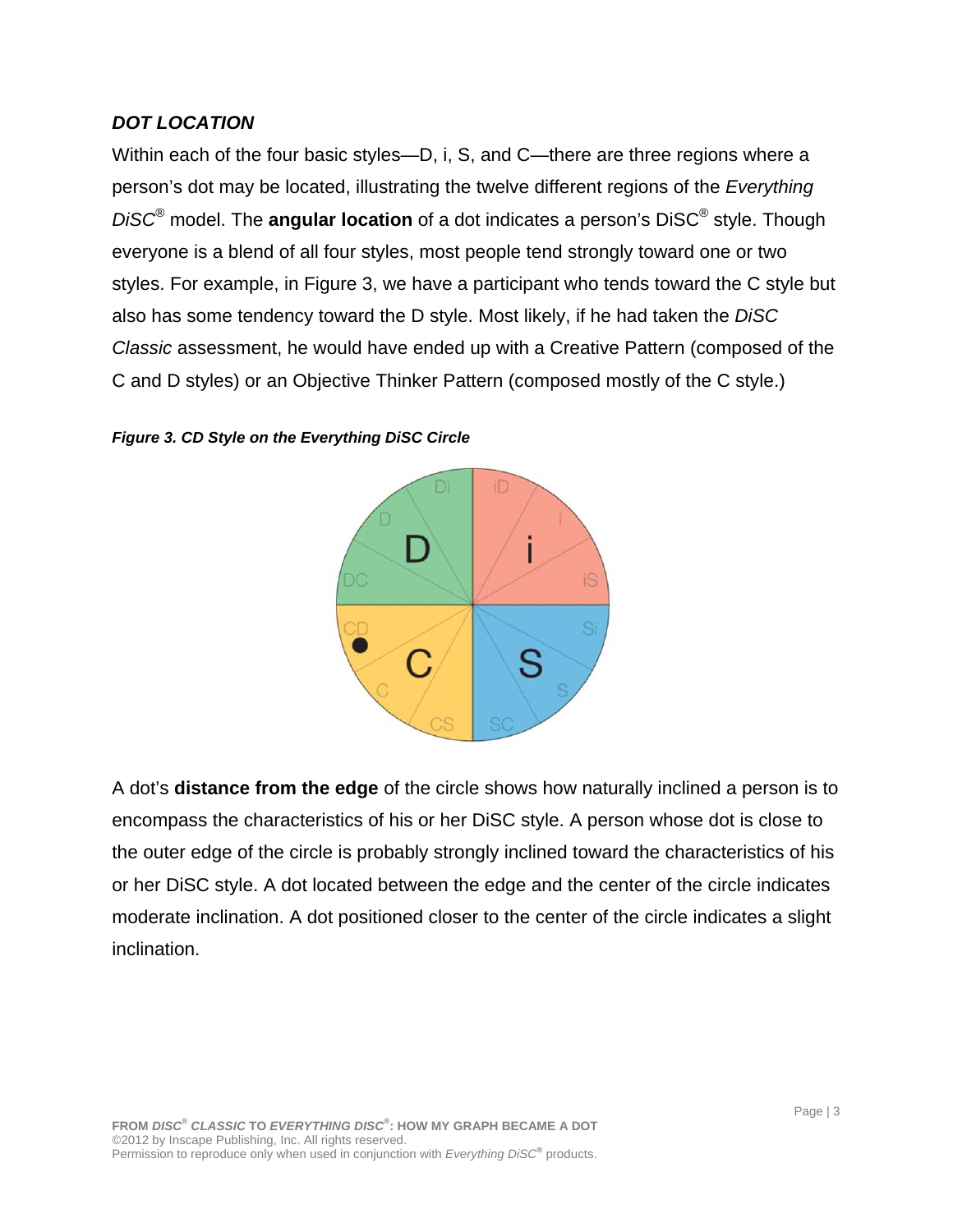### ***DOT LOCATION***

Within each of the four basic styles—D, i, S, and C—there are three regions where a person's dot may be located, illustrating the twelve different regions of the *Everything DiSC®* model. The **angular location** of a dot indicates a person's DiSC® style. Though everyone is a blend of all four styles, most people tend strongly toward one or two styles. For example, in Figure 3, we have a participant who tends toward the C style but also has some tendency toward the D style. Most likely, if he had taken the *DiSC Classic* assessment, he would have ended up with a Creative Pattern (composed of the C and D styles) or an Objective Thinker Pattern (composed mostly of the C style.)

***Figure 3. CD Style on the Everything DiSC Circle***

A dot's **distance from the edge** of the circle shows how naturally inclined a person is to encompass the characteristics of his or her DiSC style. A person whose dot is close to the outer edge of the circle is probably strongly inclined toward the characteristics of his or her DiSC style. A dot located between the edge and the center of the circle indicates moderate inclination. A dot positioned closer to the center of the circle indicates a slight inclination.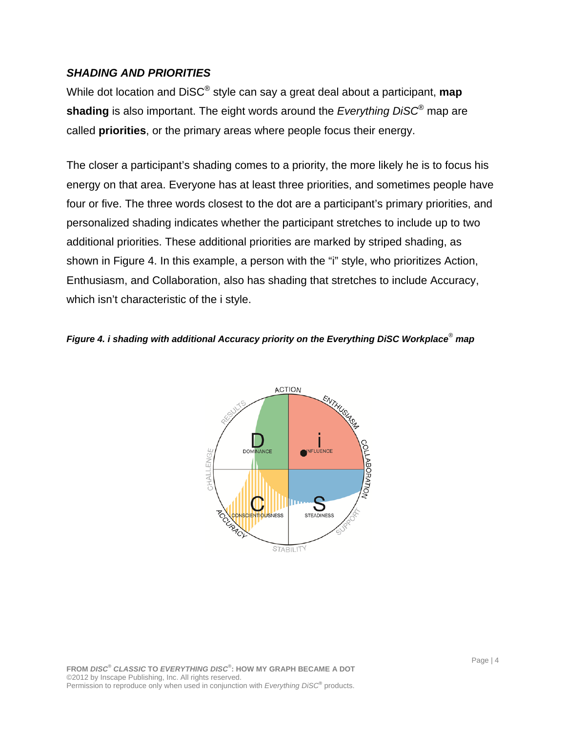### *SHADING AND PRIORITIES*

While dot location and DiSC® style can say a great deal about a participant, **map shading** is also important. The eight words around the *Everything DiSC®* map are called **priorities**, or the primary areas where people focus their energy.

The closer a participant's shading comes to a priority, the more likely he is to focus his energy on that area. Everyone has at least three priorities, and sometimes people have four or five. The three words closest to the dot are a participant's primary priorities, and personalized shading indicates whether the participant stretches to include up to two additional priorities. These additional priorities are marked by striped shading, as shown in Figure 4. In this example, a person with the "i" style, who prioritizes Action, Enthusiasm, and Collaboration, also has shading that stretches to include Accuracy, which isn't characteristic of the i style.

***Figure 4. i shading with additional Accuracy priority on the Everything DiSC Workplace® map***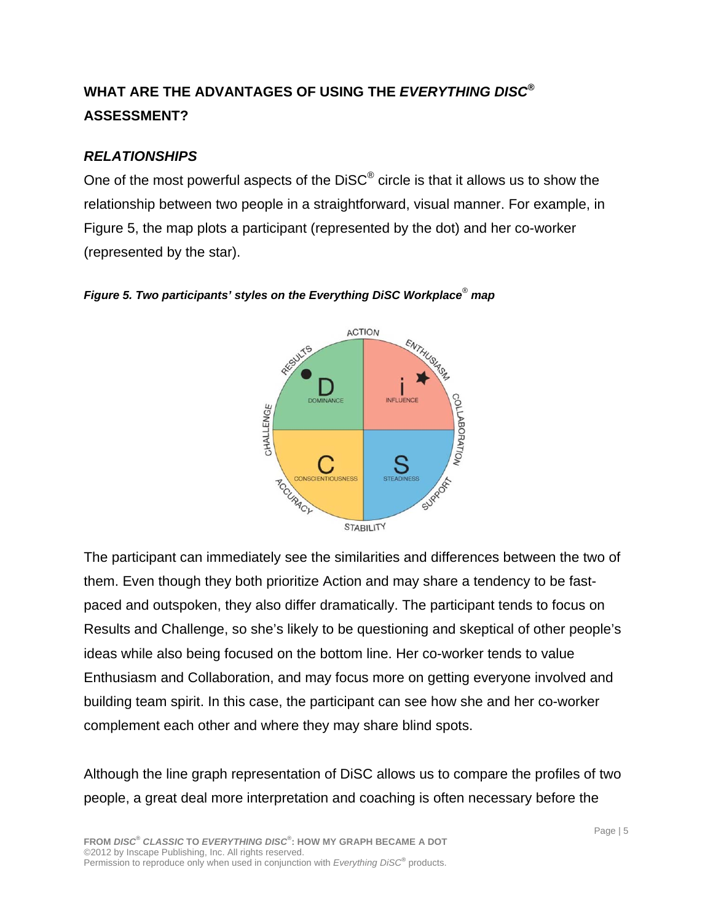## WHAT ARE THE ADVANTAGES OF USING THE *EVERYTHING DISC*® ASSESSMENT?

### *RELATIONSHIPS*

One of the most powerful aspects of the DiSC® circle is that it allows us to show the relationship between two people in a straightforward, visual manner. For example, in Figure 5, the map plots a participant (represented by the dot) and her co-worker (represented by the star).

***Figure 5. Two participants' styles on the Everything DiSC Workplace® map***

The participant can immediately see the similarities and differences between the two of them. Even though they both prioritize Action and may share a tendency to be fast-paced and outspoken, they also differ dramatically. The participant tends to focus on Results and Challenge, so she's likely to be questioning and skeptical of other people's ideas while also being focused on the bottom line. Her co-worker tends to value Enthusiasm and Collaboration, and may focus more on getting everyone involved and building team spirit. In this case, the participant can see how she and her co-worker complement each other and where they may share blind spots.

Although the line graph representation of DiSC allows us to compare the profiles of two people, a great deal more interpretation and coaching is often necessary before the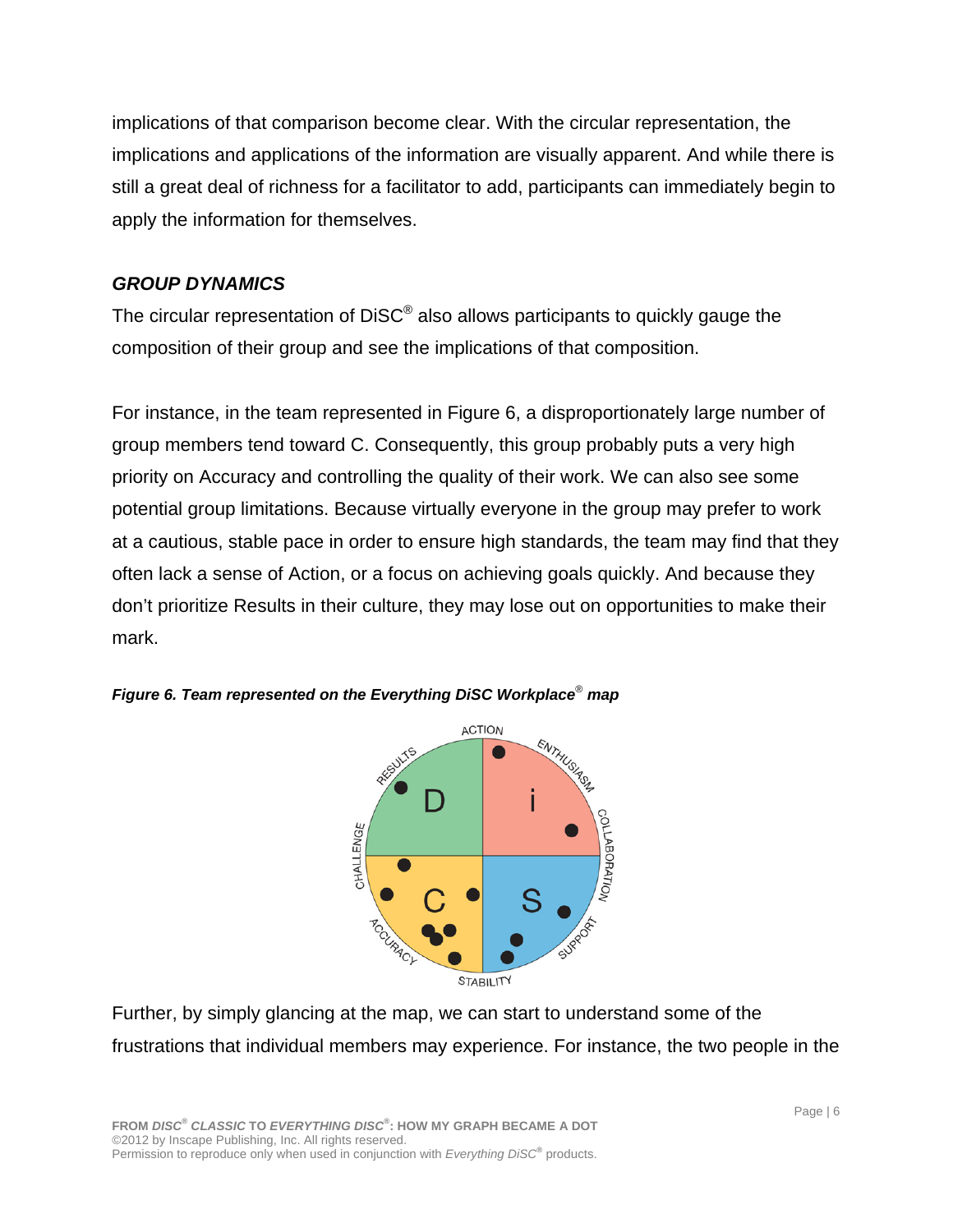implications of that comparison become clear. With the circular representation, the implications and applications of the information are visually apparent. And while there is still a great deal of richness for a facilitator to add, participants can immediately begin to apply the information for themselves.

### *GROUP DYNAMICS*

The circular representation of DiSC® also allows participants to quickly gauge the composition of their group and see the implications of that composition.

For instance, in the team represented in Figure 6, a disproportionately large number of group members tend toward C. Consequently, this group probably puts a very high priority on Accuracy and controlling the quality of their work. We can also see some potential group limitations. Because virtually everyone in the group may prefer to work at a cautious, stable pace in order to ensure high standards, the team may find that they often lack a sense of Action, or a focus on achieving goals quickly. And because they don't prioritize Results in their culture, they may lose out on opportunities to make their mark.

***Figure 6. Team represented on the Everything DiSC Workplace® map***

Further, by simply glancing at the map, we can start to understand some of the frustrations that individual members may experience. For instance, the two people in the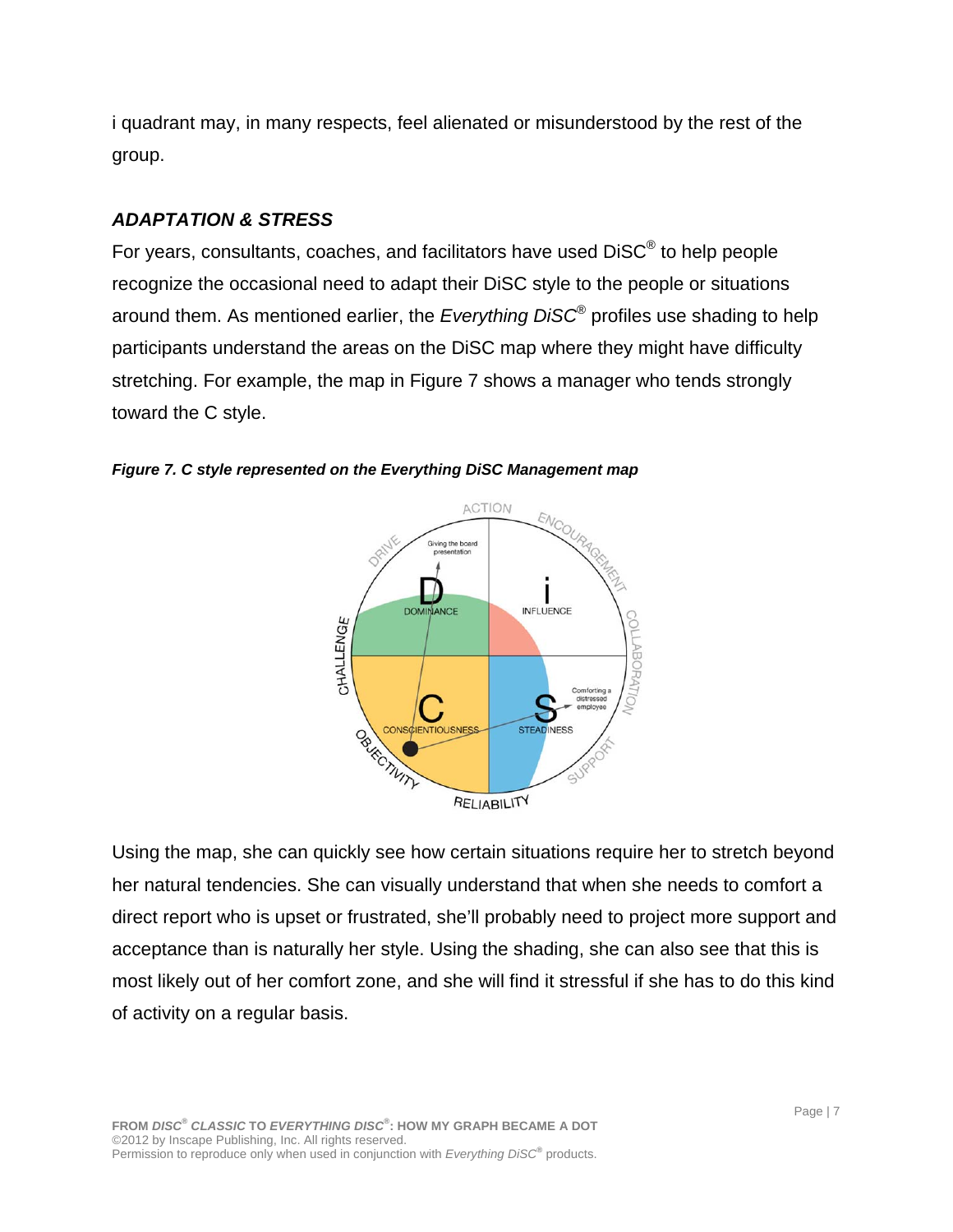i quadrant may, in many respects, feel alienated or misunderstood by the rest of the group.

### *ADAPTATION & STRESS*

For years, consultants, coaches, and facilitators have used DiSC® to help people recognize the occasional need to adapt their DiSC style to the people or situations around them. As mentioned earlier, the *Everything DiSC®* profiles use shading to help participants understand the areas on the DiSC map where they might have difficulty stretching. For example, the map in Figure 7 shows a manager who tends strongly toward the C style.

***Figure 7. C style represented on the Everything DiSC Management map***

Using the map, she can quickly see how certain situations require her to stretch beyond her natural tendencies. She can visually understand that when she needs to comfort a direct report who is upset or frustrated, she'll probably need to project more support and acceptance than is naturally her style. Using the shading, she can also see that this is most likely out of her comfort zone, and she will find it stressful if she has to do this kind of activity on a regular basis.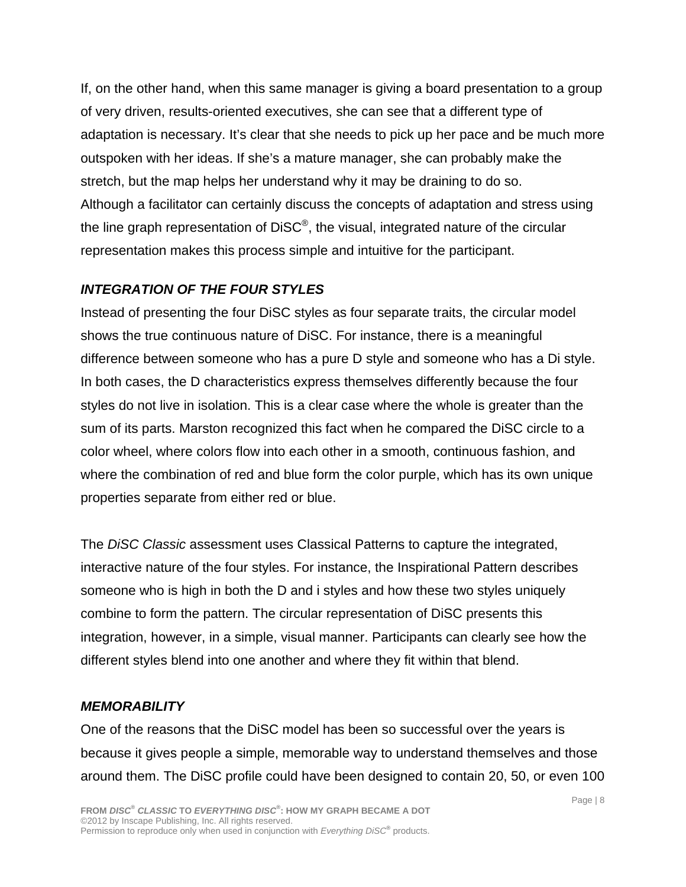If, on the other hand, when this same manager is giving a board presentation to a group of very driven, results-oriented executives, she can see that a different type of adaptation is necessary. It's clear that she needs to pick up her pace and be much more outspoken with her ideas. If she's a mature manager, she can probably make the stretch, but the map helps her understand why it may be draining to do so.
Although a facilitator can certainly discuss the concepts of adaptation and stress using the line graph representation of DiSC®, the visual, integrated nature of the circular representation makes this process simple and intuitive for the participant.

### *INTEGRATION OF THE FOUR STYLES*

Instead of presenting the four DiSC styles as four separate traits, the circular model shows the true continuous nature of DiSC. For instance, there is a meaningful difference between someone who has a pure D style and someone who has a Di style. In both cases, the D characteristics express themselves differently because the four styles do not live in isolation. This is a clear case where the whole is greater than the sum of its parts. Marston recognized this fact when he compared the DiSC circle to a color wheel, where colors flow into each other in a smooth, continuous fashion, and where the combination of red and blue form the color purple, which has its own unique properties separate from either red or blue.

The *DiSC Classic* assessment uses Classical Patterns to capture the integrated, interactive nature of the four styles. For instance, the Inspirational Pattern describes someone who is high in both the D and i styles and how these two styles uniquely combine to form the pattern. The circular representation of DiSC presents this integration, however, in a simple, visual manner. Participants can clearly see how the different styles blend into one another and where they fit within that blend.

### *MEMORABILITY*

One of the reasons that the DiSC model has been so successful over the years is because it gives people a simple, memorable way to understand themselves and those around them. The DiSC profile could have been designed to contain 20, 50, or even 100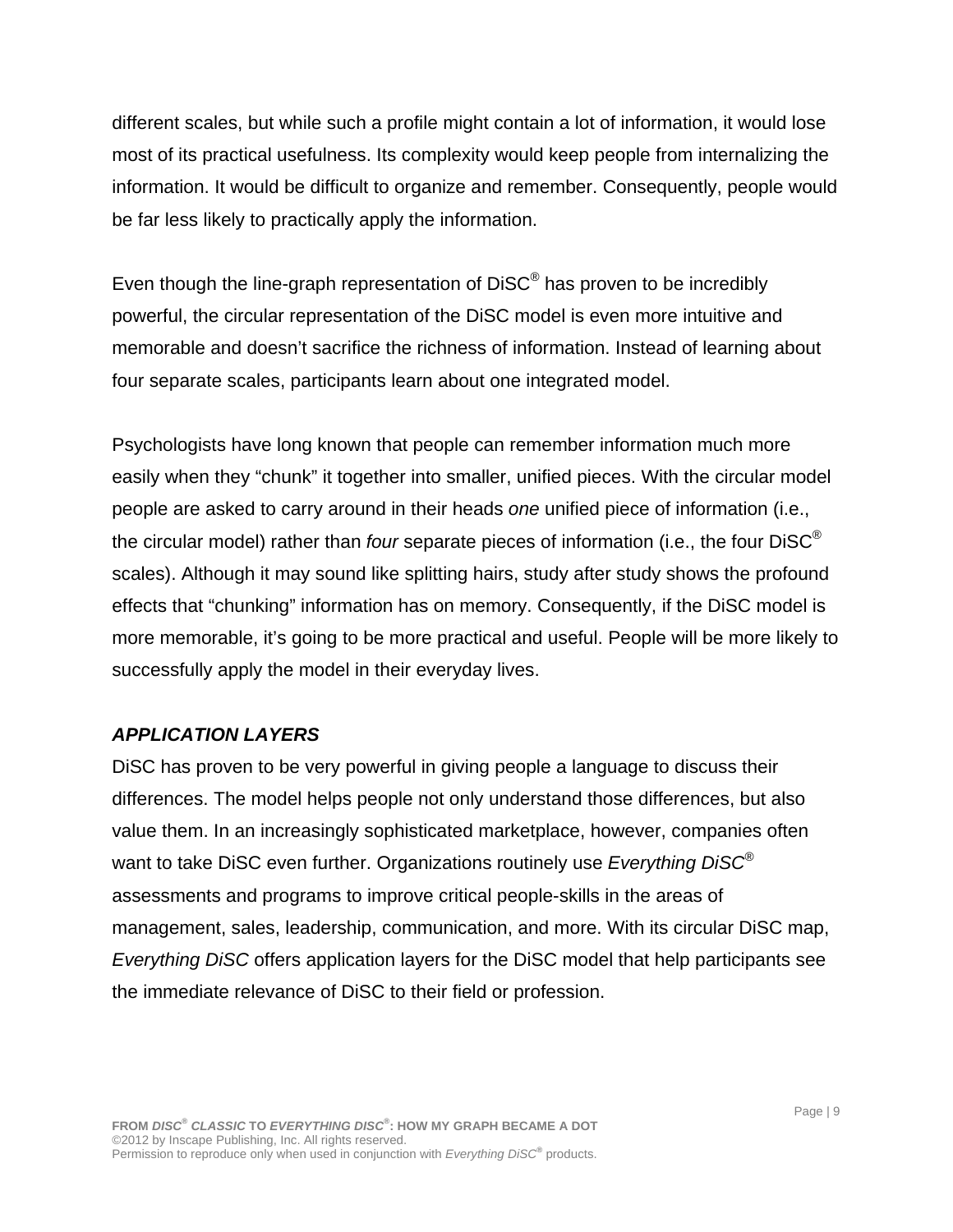different scales, but while such a profile might contain a lot of information, it would lose most of its practical usefulness. Its complexity would keep people from internalizing the information. It would be difficult to organize and remember. Consequently, people would be far less likely to practically apply the information.

Even though the line-graph representation of DiSC® has proven to be incredibly powerful, the circular representation of the DiSC model is even more intuitive and memorable and doesn't sacrifice the richness of information. Instead of learning about four separate scales, participants learn about one integrated model.

Psychologists have long known that people can remember information much more easily when they "chunk" it together into smaller, unified pieces. With the circular model people are asked to carry around in their heads *one* unified piece of information (i.e., the circular model) rather than *four* separate pieces of information (i.e., the four DiSC® scales). Although it may sound like splitting hairs, study after study shows the profound effects that "chunking" information has on memory. Consequently, if the DiSC model is more memorable, it's going to be more practical and useful. People will be more likely to successfully apply the model in their everyday lives.

### *APPLICATION LAYERS*

DiSC has proven to be very powerful in giving people a language to discuss their differences. The model helps people not only understand those differences, but also value them. In an increasingly sophisticated marketplace, however, companies often want to take DiSC even further. Organizations routinely use *Everything DiSC®* assessments and programs to improve critical people-skills in the areas of management, sales, leadership, communication, and more. With its circular DiSC map, *Everything DiSC* offers application layers for the DiSC model that help participants see the immediate relevance of DiSC to their field or profession.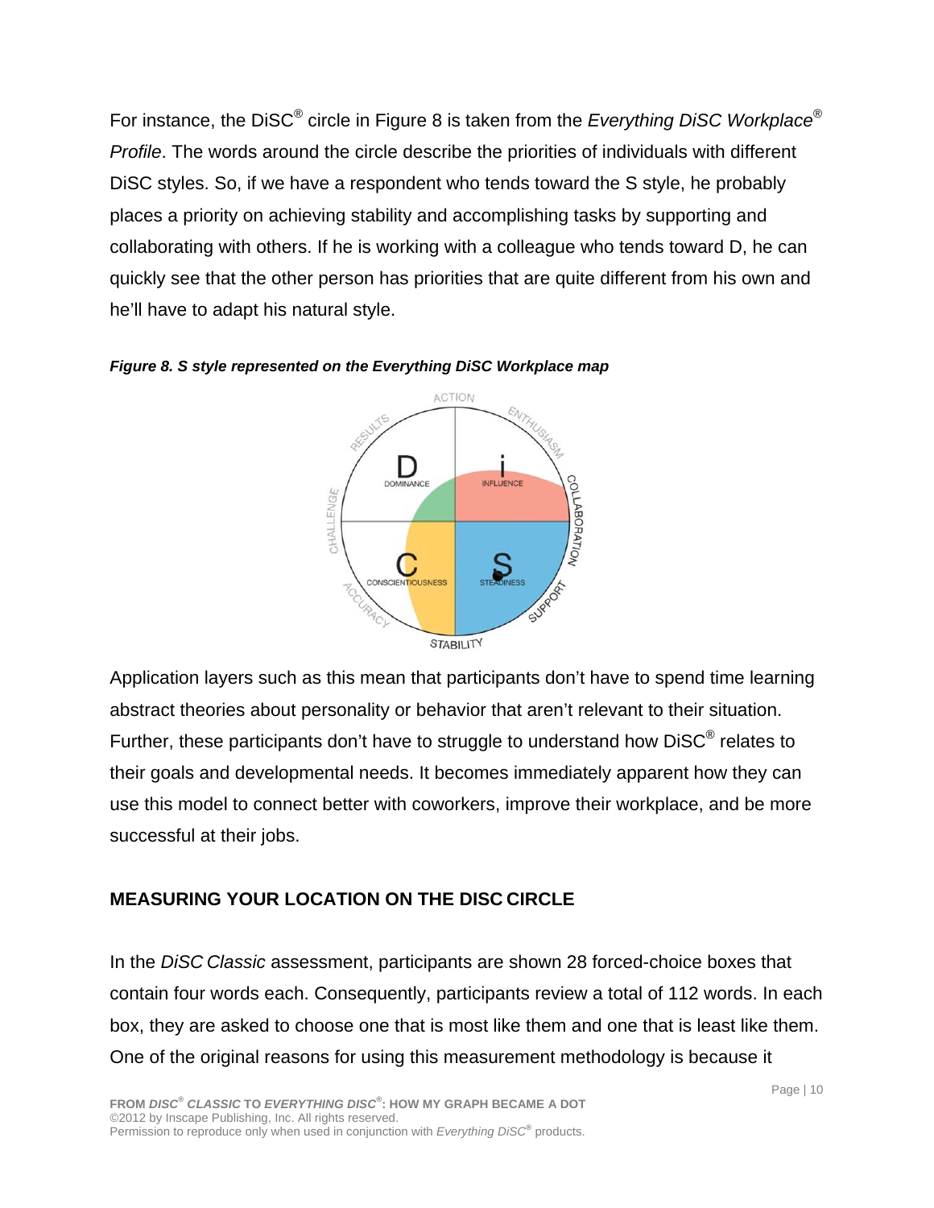For instance, the DiSC® circle in Figure 8 is taken from the *Everything DiSC Workplace® Profile*. The words around the circle describe the priorities of individuals with different DiSC styles. So, if we have a respondent who tends toward the S style, he probably places a priority on achieving stability and accomplishing tasks by supporting and collaborating with others. If he is working with a colleague who tends toward D, he can quickly see that the other person has priorities that are quite different from his own and he'll have to adapt his natural style.

***Figure 8. S style represented on the Everything DiSC Workplace map***

Application layers such as this mean that participants don't have to spend time learning abstract theories about personality or behavior that aren't relevant to their situation. Further, these participants don't have to struggle to understand how DiSC® relates to their goals and developmental needs. It becomes immediately apparent how they can use this model to connect better with coworkers, improve their workplace, and be more successful at their jobs.

## MEASURING YOUR LOCATION ON THE DISC CIRCLE

In the *DiSC Classic* assessment, participants are shown 28 forced-choice boxes that contain four words each. Consequently, participants review a total of 112 words. In each box, they are asked to choose one that is most like them and one that is least like them. One of the original reasons for using this measurement methodology is because it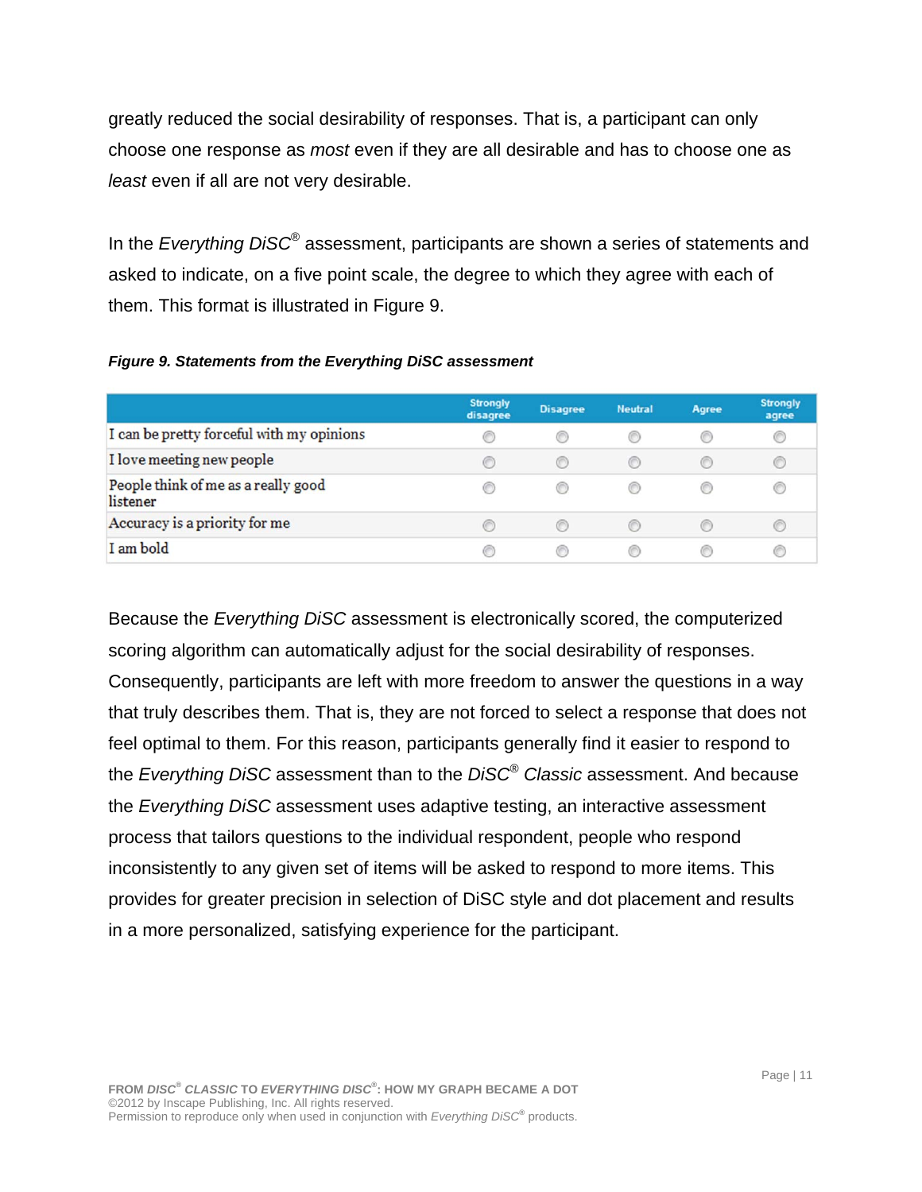greatly reduced the social desirability of responses. That is, a participant can only choose one response as *most* even if they are all desirable and has to choose one as *least* even if all are not very desirable.

In the *Everything DiSC®* assessment, participants are shown a series of statements and asked to indicate, on a five point scale, the degree to which they agree with each of them. This format is illustrated in Figure 9.

***Figure 9. Statements from the Everything DiSC assessment***

| | Strongly disagree | Disagree | Neutral | Agree | Strongly agree |
|---|---|---|---|---|---|
| I can be pretty forceful with my opinions | ○ | ○ | ○ | ○ | ○ |
| I love meeting new people | ○ | ○ | ○ | ○ | ○ |
| People think of me as a really good listener | ○ | ○ | ○ | ○ | ○ |
| Accuracy is a priority for me | ○ | ○ | ○ | ○ | ○ |
| I am bold | ○ | ○ | ○ | ○ | ○ |

Because the *Everything DiSC* assessment is electronically scored, the computerized scoring algorithm can automatically adjust for the social desirability of responses. Consequently, participants are left with more freedom to answer the questions in a way that truly describes them. That is, they are not forced to select a response that does not feel optimal to them. For this reason, participants generally find it easier to respond to the *Everything DiSC* assessment than to the *DiSC® Classic* assessment. And because the *Everything DiSC* assessment uses adaptive testing, an interactive assessment process that tailors questions to the individual respondent, people who respond inconsistently to any given set of items will be asked to respond to more items. This provides for greater precision in selection of DiSC style and dot placement and results in a more personalized, satisfying experience for the participant.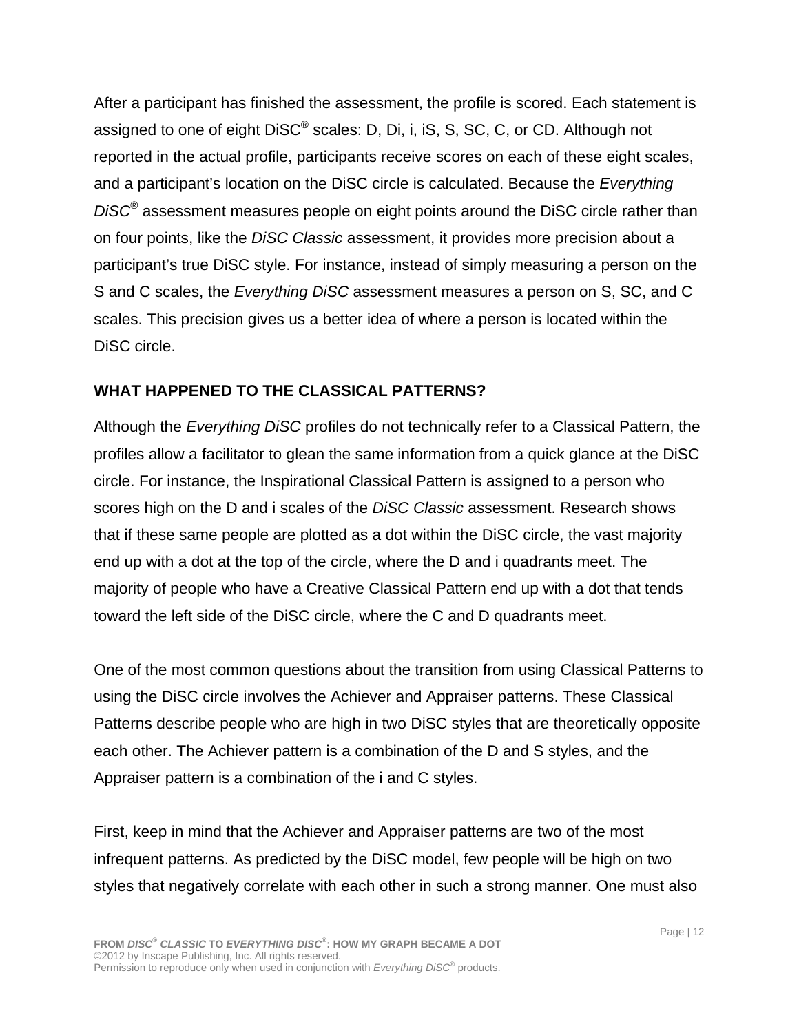After a participant has finished the assessment, the profile is scored. Each statement is assigned to one of eight DiSC® scales: D, Di, i, iS, S, SC, C, or CD. Although not reported in the actual profile, participants receive scores on each of these eight scales, and a participant's location on the DiSC circle is calculated. Because the *Everything DiSC®* assessment measures people on eight points around the DiSC circle rather than on four points, like the *DiSC Classic* assessment, it provides more precision about a participant's true DiSC style. For instance, instead of simply measuring a person on the S and C scales, the *Everything DiSC* assessment measures a person on S, SC, and C scales. This precision gives us a better idea of where a person is located within the DiSC circle.

## WHAT HAPPENED TO THE CLASSICAL PATTERNS?

Although the *Everything DiSC* profiles do not technically refer to a Classical Pattern, the profiles allow a facilitator to glean the same information from a quick glance at the DiSC circle. For instance, the Inspirational Classical Pattern is assigned to a person who scores high on the D and i scales of the *DiSC Classic* assessment. Research shows that if these same people are plotted as a dot within the DiSC circle, the vast majority end up with a dot at the top of the circle, where the D and i quadrants meet. The majority of people who have a Creative Classical Pattern end up with a dot that tends toward the left side of the DiSC circle, where the C and D quadrants meet.

One of the most common questions about the transition from using Classical Patterns to using the DiSC circle involves the Achiever and Appraiser patterns. These Classical Patterns describe people who are high in two DiSC styles that are theoretically opposite each other. The Achiever pattern is a combination of the D and S styles, and the Appraiser pattern is a combination of the i and C styles.

First, keep in mind that the Achiever and Appraiser patterns are two of the most infrequent patterns. As predicted by the DiSC model, few people will be high on two styles that negatively correlate with each other in such a strong manner. One must also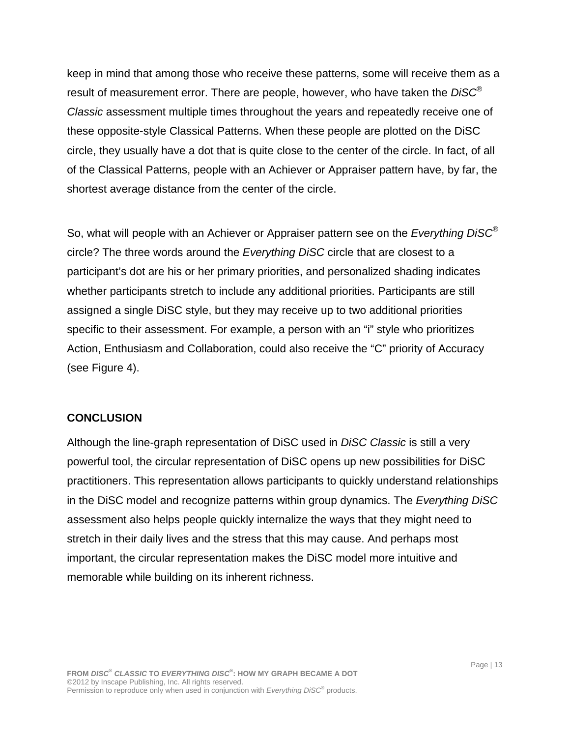keep in mind that among those who receive these patterns, some will receive them as a result of measurement error. There are people, however, who have taken the *DiSC® Classic* assessment multiple times throughout the years and repeatedly receive one of these opposite-style Classical Patterns. When these people are plotted on the DiSC circle, they usually have a dot that is quite close to the center of the circle. In fact, of all of the Classical Patterns, people with an Achiever or Appraiser pattern have, by far, the shortest average distance from the center of the circle.

So, what will people with an Achiever or Appraiser pattern see on the *Everything DiSC®* circle? The three words around the *Everything DiSC* circle that are closest to a participant's dot are his or her primary priorities, and personalized shading indicates whether participants stretch to include any additional priorities. Participants are still assigned a single DiSC style, but they may receive up to two additional priorities specific to their assessment. For example, a person with an "i" style who prioritizes Action, Enthusiasm and Collaboration, could also receive the "C" priority of Accuracy (see Figure 4).

## CONCLUSION

Although the line-graph representation of DiSC used in *DiSC Classic* is still a very powerful tool, the circular representation of DiSC opens up new possibilities for DiSC practitioners. This representation allows participants to quickly understand relationships in the DiSC model and recognize patterns within group dynamics. The *Everything DiSC* assessment also helps people quickly internalize the ways that they might need to stretch in their daily lives and the stress that this may cause. And perhaps most important, the circular representation makes the DiSC model more intuitive and memorable while building on its inherent richness.